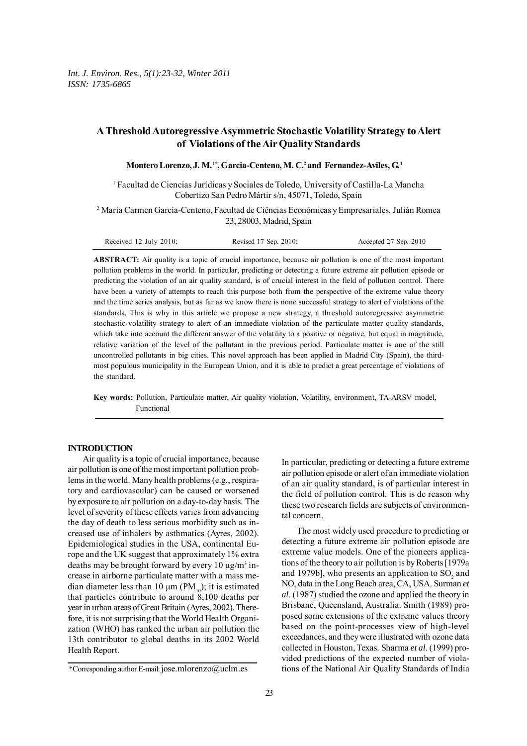# A Threshold Autoregressive Asymmetric Stochastic Volatility Strategy to Alert of Violations of the Air Quality Standards

**Montero Lorenzo, J. M.[1*], Garcia-Centeno, M. C.[2] and Fernandez-Aviles, G.[1]**

[1] Facultad de Ciencias Jurídicas y Sociales de Toledo, University of Castilla-La Mancha Cobertizo San Pedro Mártir s/n, 45071, Toledo, Spain

[2] María Carmen García-Centeno, Facultad de Ciências Econômicas y Empresariales, Julián Romea 23, 28003, Madrid, Spain

Received 12 July 2010; Revised 17 Sep. 2010; Accepted 27 Sep. 2010

**ABSTRACT:** Air quality is a topic of crucial importance, because air pollution is one of the most important pollution problems in the world. In particular, predicting or detecting a future extreme air pollution episode or predicting the violation of an air quality standard, is of crucial interest in the field of pollution control. There have been a variety of attempts to reach this purpose both from the perspective of the extreme value theory and the time series analysis, but as far as we know there is none successful strategy to alert of violations of the standards. This is why in this article we propose a new strategy, a threshold autoregressive asymmetric stochastic volatility strategy to alert of an immediate violation of the particulate matter quality standards, which take into account the different answer of the volatility to a positive or negative, but equal in magnitude, relative variation of the level of the pollutant in the previous period. Particulate matter is one of the still uncontrolled pollutants in big cities. This novel approach has been applied in Madrid City (Spain), the third-most populous municipality in the European Union, and it is able to predict a great percentage of violations of the standard.

**Key words:** Pollution, Particulate matter, Air quality violation, Volatility, environment, TA-ARSV model, Functional

## INTRODUCTION

Air quality is a topic of crucial importance, because air pollution is one of the most important pollution problems in the world. Many health problems (e.g., respiratory and cardiovascular) can be caused or worsened by exposure to air pollution on a day-to-day basis. The level of severity of these effects varies from advancing the day of death to less serious morbidity such as increased use of inhalers by asthmatics (Ayres, 2002). Epidemiological studies in the USA, continental Europe and the UK suggest that approximately 1% extra deaths may be brought forward by every 10 µg/m$^3$ increase in airborne particulate matter with a mass median diameter less than 10 µm ($PM_{10}$); it is estimated that particles contribute to around 8,100 deaths per year in urban areas of Great Britain (Ayres, 2002). Therefore, it is not surprising that the World Health Organization (WHO) has ranked the urban air pollution the 13th contributor to global deaths in its 2002 World Health Report.

In particular, predicting or detecting a future extreme air pollution episode or alert of an immediate violation of an air quality standard, is of particular interest in the field of pollution control. This is de reason why these two research fields are subjects of environmental concern.

The most widely used procedure to predicting or detecting a future extreme air pollution episode are extreme value models. One of the pioneers applications of the theory to air pollution is by Roberts [1979a and 1979b], who presents an application to $SO_2$ and $NO_2$ data in the Long Beach area, CA, USA. Surman *et al*. (1987) studied the ozone and applied the theory in Brisbane, Queensland, Australia. Smith (1989) proposed some extensions of the extreme values theory based on the point-processes view of high-level exceedances, and they were illustrated with ozone data collected in Houston, Texas. Sharma *et al*. (1999) provided predictions of the expected number of violations of the National Air Quality Standards of India

*Corresponding author E-mail: jose.mlorenzo@uclm.es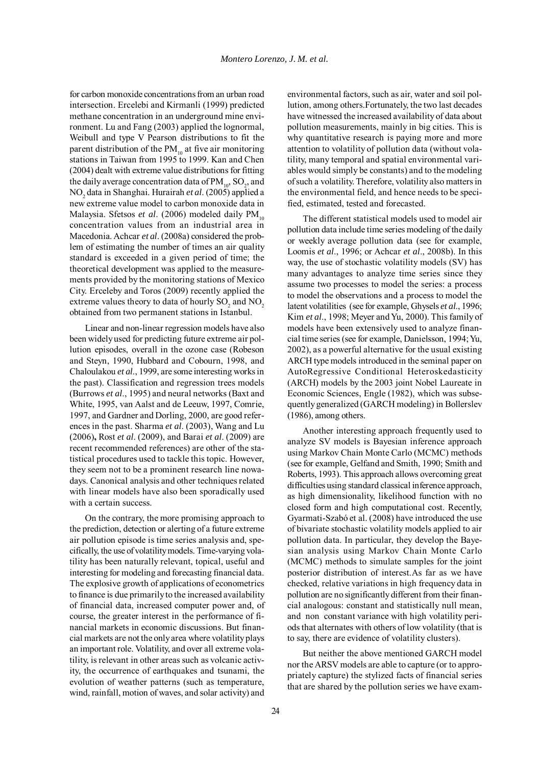for carbon monoxide concentrations from an urban road intersection. Ercelebi and Kirmanli (1999) predicted methane concentration in an underground mine environment. Lu and Fang (2003) applied the lognormal, Weibull and type V Pearson distributions to fit the parent distribution of the $PM_{10}$ at five air monitoring stations in Taiwan from 1995 to 1999. Kan and Chen (2004) dealt with extreme value distributions for fitting the daily average concentration data of $PM_{10}$, $SO_2$, and $NO_2$ data in Shanghai. Hurairah *et al*. (2005) applied a new extreme value model to carbon monoxide data in Malaysia. Sfetsos *et al*. (2006) modeled daily $PM_{10}$ concentration values from an industrial area in Macedonia. Achcar *et al*. (2008a) considered the problem of estimating the number of times an air quality standard is exceeded in a given period of time; the theoretical development was applied to the measurements provided by the monitoring stations of Mexico City. Erceleby and Toros (2009) recently applied the extreme values theory to data of hourly $SO_2$ and $NO_2$ obtained from two permanent stations in Istanbul.

Linear and non-linear regression models have also been widely used for predicting future extreme air pollution episodes, overall in the ozone case (Robeson and Steyn, 1990, Hubbard and Cobourn, 1998, and Chaloulakou *et al*., 1999, are some interesting works in the past). Classification and regression trees models (Burrows *et al*., 1995) and neural networks (Baxt and White, 1995, van Aalst and de Leeuw, 1997, Comrie, 1997, and Gardner and Dorling, 2000, are good references in the past. Sharma *et al*. (2003), Wang and Lu (2006), Rost *et al*. (2009), and Barai *et al*. (2009) are recent recommended references) are other of the statistical procedures used to tackle this topic. However, they seem not to be a prominent research line nowadays. Canonical analysis and other techniques related with linear models have also been sporadically used with a certain success.

On the contrary, the more promising approach to the prediction, detection or alerting of a future extreme air pollution episode is time series analysis and, specifically, the use of volatility models. Time-varying volatility has been naturally relevant, topical, useful and interesting for modeling and forecasting financial data. The explosive growth of applications of econometrics to finance is due primarily to the increased availability of financial data, increased computer power and, of course, the greater interest in the performance of financial markets in economic discussions. But financial markets are not the only area where volatility plays an important role. Volatility, and over all extreme volatility, is relevant in other areas such as volcanic activity, the occurrence of earthquakes and tsunami, the evolution of weather patterns (such as temperature, wind, rainfall, motion of waves, and solar activity) and environmental factors, such as air, water and soil pollution, among others.Fortunately, the two last decades have witnessed the increased availability of data about pollution measurements, mainly in big cities. This is why quantitative research is paying more and more attention to volatility of pollution data (without volatility, many temporal and spatial environmental variables would simply be constants) and to the modeling of such a volatility. Therefore, volatility also matters in the environmental field, and hence needs to be specified, estimated, tested and forecasted.

The different statistical models used to model air pollution data include time series modeling of the daily or weekly average pollution data (see for example, Loomis *et al*., 1996; or Achcar *et al*., 2008b). In this way, the use of stochastic volatility models (SV) has many advantages to analyze time series since they assume two processes to model the series: a process to model the observations and a process to model the latent volatilities (see for example, Ghysels *et al*., 1996; Kim *et al*., 1998; Meyer and Yu, 2000). This family of models have been extensively used to analyze financial time series (see for example, Danielsson, 1994; Yu, 2002), as a powerful alternative for the usual existing ARCH type models introduced in the seminal paper on AutoRegressive Conditional Heteroskedasticity (ARCH) models by the 2003 joint Nobel Laureate in Economic Sciences, Engle (1982), which was subsequently generalized (GARCH modeling) in Bollerslev (1986), among others.

Another interesting approach frequently used to analyze SV models is Bayesian inference approach using Markov Chain Monte Carlo (MCMC) methods (see for example, Gelfand and Smith, 1990; Smith and Roberts, 1993). This approach allows overcoming great difficulties using standard classical inference approach, as high dimensionality, likelihood function with no closed form and high computational cost. Recently, Gyarmati-Szabó et al. (2008) have introduced the use of bivariate stochastic volatility models applied to air pollution data. In particular, they develop the Bayesian analysis using Markov Chain Monte Carlo (MCMC) methods to simulate samples for the joint posterior distribution of interest.As far as we have checked, relative variations in high frequency data in pollution are no significantly different from their financial analogous: constant and statistically null mean, and non constant variance with high volatility periods that alternates with others of low volatility (that is to say, there are evidence of volatility clusters).

But neither the above mentioned GARCH model nor the ARSV models are able to capture (or to appropriately capture) the stylized facts of financial series that are shared by the pollution series we have exam-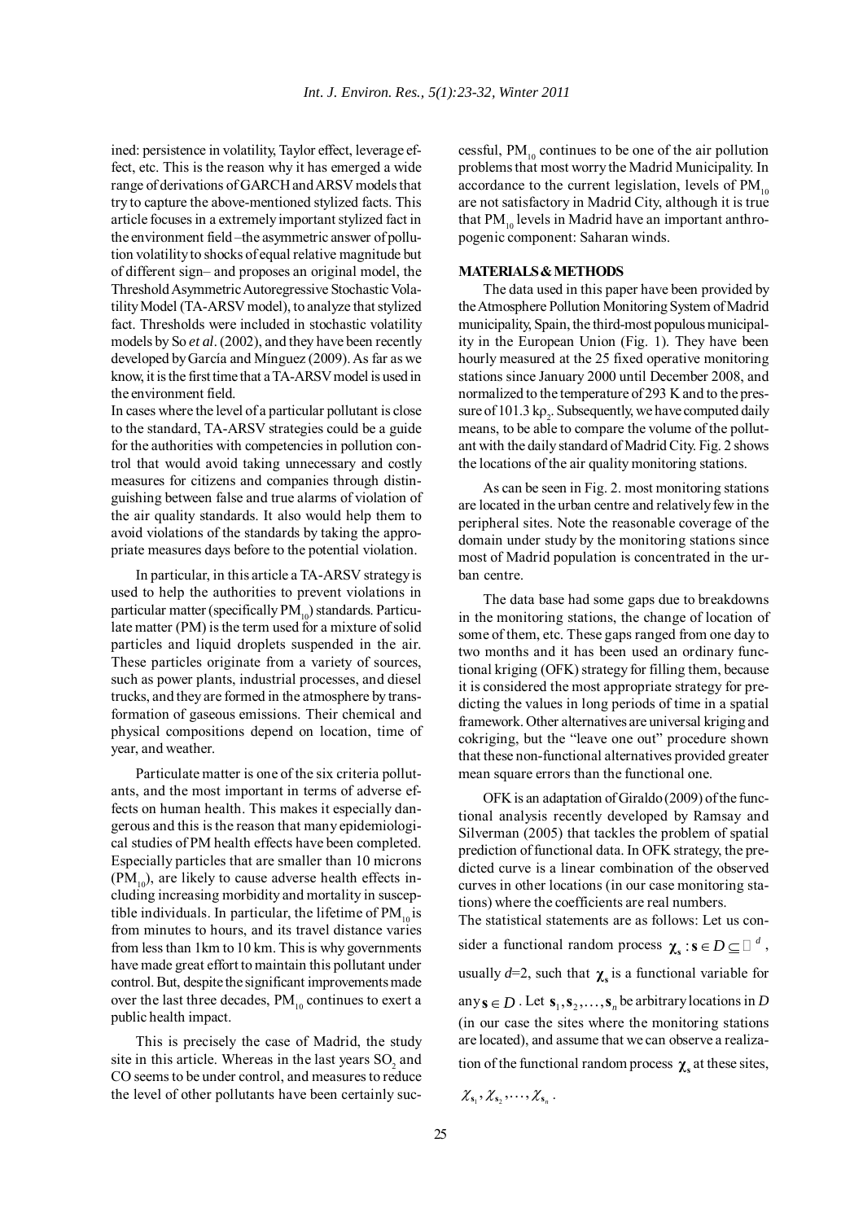ined: persistence in volatility, Taylor effect, leverage effect, etc. This is the reason why it has emerged a wide range of derivations of GARCH and ARSV models that try to capture the above-mentioned stylized facts. This article focuses in a extremely important stylized fact in the environment field –the asymmetric answer of pollution volatility to shocks of equal relative magnitude but of different sign– and proposes an original model, the Threshold Asymmetric Autoregressive Stochastic Volatility Model (TA-ARSV model), to analyze that stylized fact. Thresholds were included in stochastic volatility models by So *et al*. (2002), and they have been recently developed by García and Mínguez (2009). As far as we know, it is the first time that a TA-ARSV model is used in the environment field.

In cases where the level of a particular pollutant is close to the standard, TA-ARSV strategies could be a guide for the authorities with competencies in pollution control that would avoid taking unnecessary and costly measures for citizens and companies through distinguishing between false and true alarms of violation of the air quality standards. It also would help them to avoid violations of the standards by taking the appropriate measures days before to the potential violation.

In particular, in this article a TA-ARSV strategy is used to help the authorities to prevent violations in particular matter (specifically $PM_{10}$) standards. Particulate matter (PM) is the term used for a mixture of solid particles and liquid droplets suspended in the air. These particles originate from a variety of sources, such as power plants, industrial processes, and diesel trucks, and they are formed in the atmosphere by transformation of gaseous emissions. Their chemical and physical compositions depend on location, time of year, and weather.

Particulate matter is one of the six criteria pollutants, and the most important in terms of adverse effects on human health. This makes it especially dangerous and this is the reason that many epidemiological studies of PM health effects have been completed. Especially particles that are smaller than 10 microns ($PM_{10}$), are likely to cause adverse health effects including increasing morbidity and mortality in susceptible individuals. In particular, the lifetime of $PM_{10}$ is from minutes to hours, and its travel distance varies from less than 1km to 10 km. This is why governments have made great effort to maintain this pollutant under control. But, despite the significant improvements made over the last three decades, $PM_{10}$ continues to exert a public health impact.

This is precisely the case of Madrid, the study site in this article. Whereas in the last years $SO_2$ and CO seems to be under control, and measures to reduce the level of other pollutants have been certainly successful, $PM_{10}$ continues to be one of the air pollution problems that most worry the Madrid Municipality. In accordance to the current legislation, levels of $PM_{10}$ are not satisfactory in Madrid City, although it is true that $PM_{10}$ levels in Madrid have an important anthropogenic component: Saharan winds.

## MATERIALS & METHODS

The data used in this paper have been provided by the Atmosphere Pollution Monitoring System of Madrid municipality, Spain, the third-most populous municipality in the European Union (Fig. 1). They have been hourly measured at the 25 fixed operative monitoring stations since January 2000 until December 2008, and normalized to the temperature of 293 K and to the pressure of 101.3 k$\rho_2$. Subsequently, we have computed daily means, to be able to compare the volume of the pollutant with the daily standard of Madrid City. Fig. 2 shows the locations of the air quality monitoring stations.

As can be seen in Fig. 2. most monitoring stations are located in the urban centre and relatively few in the peripheral sites. Note the reasonable coverage of the domain under study by the monitoring stations since most of Madrid population is concentrated in the urban centre.

The data base had some gaps due to breakdowns in the monitoring stations, the change of location of some of them, etc. These gaps ranged from one day to two months and it has been used an ordinary functional kriging (OFK) strategy for filling them, because it is considered the most appropriate strategy for predicting the values in long periods of time in a spatial framework. Other alternatives are universal kriging and cokriging, but the "leave one out" procedure shown that these non-functional alternatives provided greater mean square errors than the functional one.

OFK is an adaptation of Giraldo (2009) of the functional analysis recently developed by Ramsay and Silverman (2005) that tackles the problem of spatial prediction of functional data. In OFK strategy, the predicted curve is a linear combination of the observed curves in other locations (in our case monitoring stations) where the coefficients are real numbers.

The statistical statements are as follows: Let us consider a functional random process $\boldsymbol{\chi}_{\mathbf{s}} : \mathbf{s} \in D \subseteq \mathbb{R}^d$, usually $d$=2, such that $\boldsymbol{\chi}_{\mathbf{s}}$ is a functional variable for any $\mathbf{s} \in D$. Let $\mathbf{s}_1, \mathbf{s}_2, \ldots, \mathbf{s}_n$ be arbitrary locations in $D$ (in our case the sites where the monitoring stations are located), and assume that we can observe a realization of the functional random process $\boldsymbol{\chi}_{\mathbf{s}}$ at these sites, $\chi_{\mathbf{s}_1}, \chi_{\mathbf{s}_2}, \ldots, \chi_{\mathbf{s}_n}$.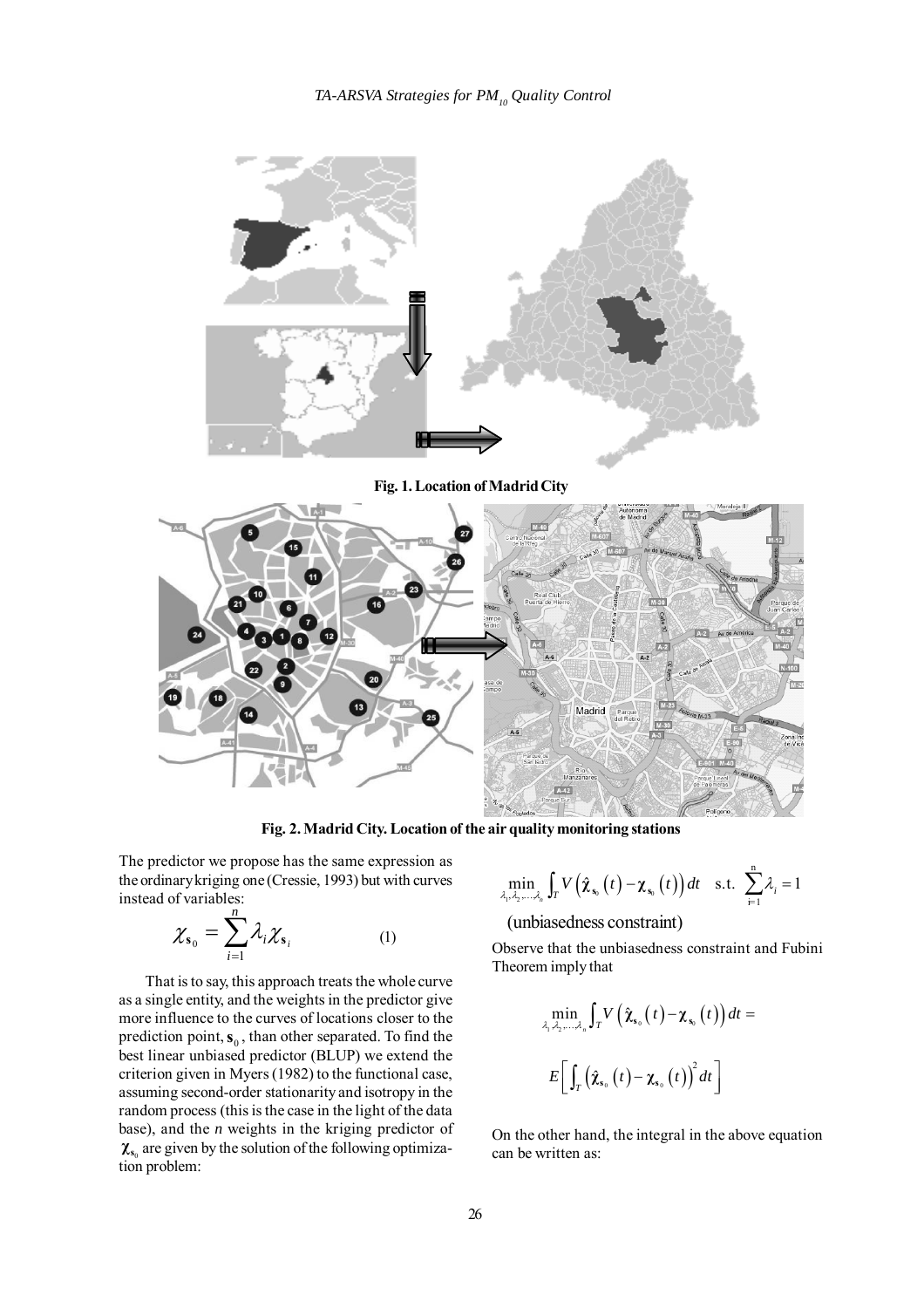**Fig. 1. Location of Madrid City**

**Fig. 2. Madrid City. Location of the air quality monitoring stations**

The predictor we propose has the same expression as the ordinary kriging one (Cressie, 1993) but with curves instead of variables:

$$\chi_{\mathbf{s}_0} = \sum_{i=1}^{n} \lambda_i \chi_{\mathbf{s}_i} \qquad (1)$$

That is to say, this approach treats the whole curve as a single entity, and the weights in the predictor give more influence to the curves of locations closer to the prediction point, $\mathbf{s}_0$, than other separated. To find the best linear unbiased predictor (BLUP) we extend the criterion given in Myers (1982) to the functional case, assuming second-order stationarity and isotropy in the random process (this is the case in the light of the data base), and the $n$ weights in the kriging predictor of $\boldsymbol{\chi}_{\mathbf{s}_0}$ are given by the solution of the following optimization problem:

$$\min_{\lambda_1,\lambda_2,\ldots,\lambda_n} \int_T V\left(\hat{\boldsymbol{\chi}}_{\mathbf{s}_0}(t) - \boldsymbol{\chi}_{\mathbf{s}_0}(t)\right) dt \quad \text{s.t.} \quad \sum_{i=1}^{n} \lambda_i = 1$$

(unbiasedness constraint)

Observe that the unbiasedness constraint and Fubini Theorem imply that

$$\min_{\lambda_1,\lambda_2,\ldots,\lambda_n} \int_T V\left(\hat{\boldsymbol{\chi}}_{\mathbf{s}_0}(t) - \boldsymbol{\chi}_{\mathbf{s}_0}(t)\right) dt =$$

$$E\left[\int_T \left(\hat{\boldsymbol{\chi}}_{\mathbf{s}_0}(t) - \boldsymbol{\chi}_{\mathbf{s}_0}(t)\right)^2 dt\right]$$

On the other hand, the integral in the above equation can be written as: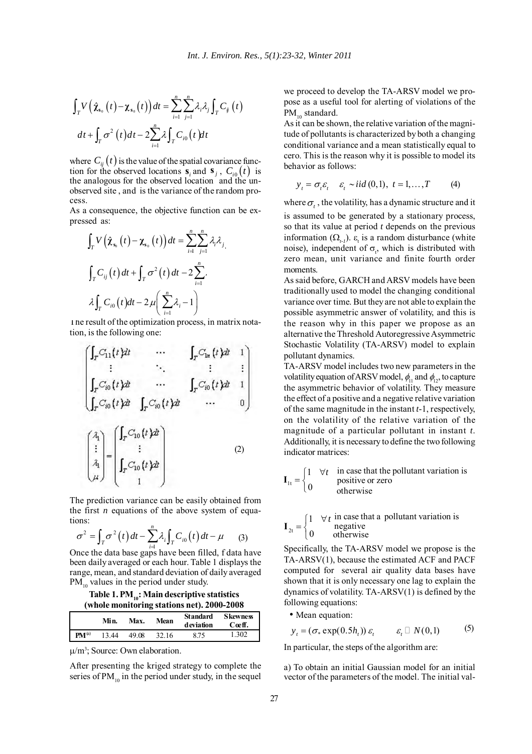$$\int_T V\left(\hat{\chi}_{s_0}(t) - \chi_{s_0}(t)\right)dt = \sum_{i=1}^{n}\sum_{j=1}^{n}\lambda_i\lambda_j\int_T C_{ij}(t)$$

$$dt + \int_T \sigma^2(t)dt - 2\sum_{i=1}^{n}\lambda\int_T C_{i0}(t)dt$$

where $C_{ij}(t)$ is the value of the spatial covariance function for the observed locations $\mathbf{s}_i$ and $\mathbf{s}_j$, $C_{i0}(t)$ is the analogous for the observed location and the unobserved site , and is the variance of the random process.

As a consequence, the objective function can be expressed as:

$$\int_T V\left(\hat{\chi}_{s_0}(t) - \chi_{s_0}(t)\right)dt = \sum_{i=1}^{n}\sum_{j=1}^{n}\lambda_i\lambda_j.$$

$$\int_T C_{ij}(t)\,dt + \int_T \sigma^2(t)\,dt - 2\sum_{i=1}^{n}.$$

$$\lambda\int_T C_{i0}(t)dt - 2\mu\left(\sum_{i=1}^{n}\lambda_i - 1\right)$$

The result of the optimization process, in matrix notation, is the following one:

$$\begin{pmatrix} \int_T C_{11}(t)dt & \cdots & \int_T C_{1n}(t)dt & 1 \\ \vdots & \ddots & \vdots & \vdots \\ \int_T C_{i0}(t)dt & \cdots & \int_T C_{i0}(t)dt & 1 \\ \int_T C_{i0}(t)dt & \int_T C_{i0}(t)dt & \cdots & 0 \end{pmatrix}$$

$$\begin{pmatrix} \lambda_1 \\ \vdots \\ \lambda_1 \\ \mu \end{pmatrix} = \begin{pmatrix} \int_T C_{10}(t)dt \\ \vdots \\ \int_T C_{10}(t)dt \\ 1 \end{pmatrix} \qquad (2)$$

The prediction variance can be easily obtained from the first $n$ equations of the above system of equations:

$$\sigma^2 = \int_T \sigma^2(t)\,dt - \sum_{i=1}^{n}\lambda_i\int_T C_{i0}(t)\,dt - \mu \qquad (3)$$

Once the data base gaps have been filled, f data have been daily averaged or each hour. Table 1 displays the range, mean, and standard deviation of daily averaged $PM_{10}$ values in the period under study.

**Table 1. $PM_{10}$: Main descriptive statistics (whole monitoring stations net). 2000-2008**

| | Min. | Max. | Mean | Standard deviation | Skewness Coeff. |
|---|---|---|---|---|---|
| **PM[a]** | 13.44 | 49.08 | 32.16 | 8.75 | 1.302 |

$\mu/m^3$; Source: Own elaboration.

After presenting the kriged strategy to complete the series of $PM_{10}$ in the period under study, in the sequel we proceed to develop the TA-ARSV model we propose as a useful tool for alerting of violations of the $PM_{10}$ standard.

As it can be shown, the relative variation of the magnitude of pollutants is characterized by both a changing conditional variance and a mean statistically equal to cero. This is the reason why it is possible to model its behavior as follows:

$$y_t = \sigma_t \varepsilon_t \quad \varepsilon_t \sim iid(0,1),\ t = 1,\ldots,T \qquad (4)$$

where $\sigma_t$, the volatility, has a dynamic structure and it is assumed to be generated by a stationary process, so that its value at period $t$ depends on the previous information ($\Omega_{t-1}$). $\varepsilon_t$ is a random disturbance (white noise), independent of $\sigma_t$, which is distributed with zero mean, unit variance and finite fourth order moments.

As said before, GARCH and ARSV models have been traditionally used to model the changing conditional variance over time. But they are not able to explain the possible asymmetric answer of volatility, and this is the reason why in this paper we propose as an alternative the Threshold Autoregressive Asymmetric Stochastic Volatility (TA-ARSV) model to explain pollutant dynamics.

TA-ARSV model includes two new parameters in the volatility equation of ARSV model, $\phi_{11}$ and $\phi_{12}$, to capture the asymmetric behavior of volatility. They measure the effect of a positive and a negative relative variation of the same magnitude in the instant $t$-1, respectively, on the volatility of the relative variation of the magnitude of a particular pollutant in instant $t$. Additionally, it is necessary to define the two following indicator matrices:

$$\mathbf{I}_{1t} = \begin{cases} 1 & \forall t \text{ in case that the pollutant variation is positive or zero} \\ 0 & \text{otherwise} \end{cases}$$

$$\mathbf{I}_{2t} = \begin{cases} 1 & \forall t \text{ in case that a pollutant variation is negative} \\ 0 & \text{otherwise} \end{cases}$$

Specifically, the TA-ARSV model we propose is the TA-ARSV(1), because the estimated ACF and PACF computed for several air quality data bases have shown that it is only necessary one lag to explain the dynamics of volatility. TA-ARSV(1) is defined by the following equations:

- Mean equation:

$$y_t = (\sigma_* \exp(0.5h_t))\,\varepsilon_t \qquad \varepsilon_t \sim N(0,1) \qquad (5)$$

In particular, the steps of the algorithm are:

a) To obtain an initial Gaussian model for an initial vector of the parameters of the model. The initial val-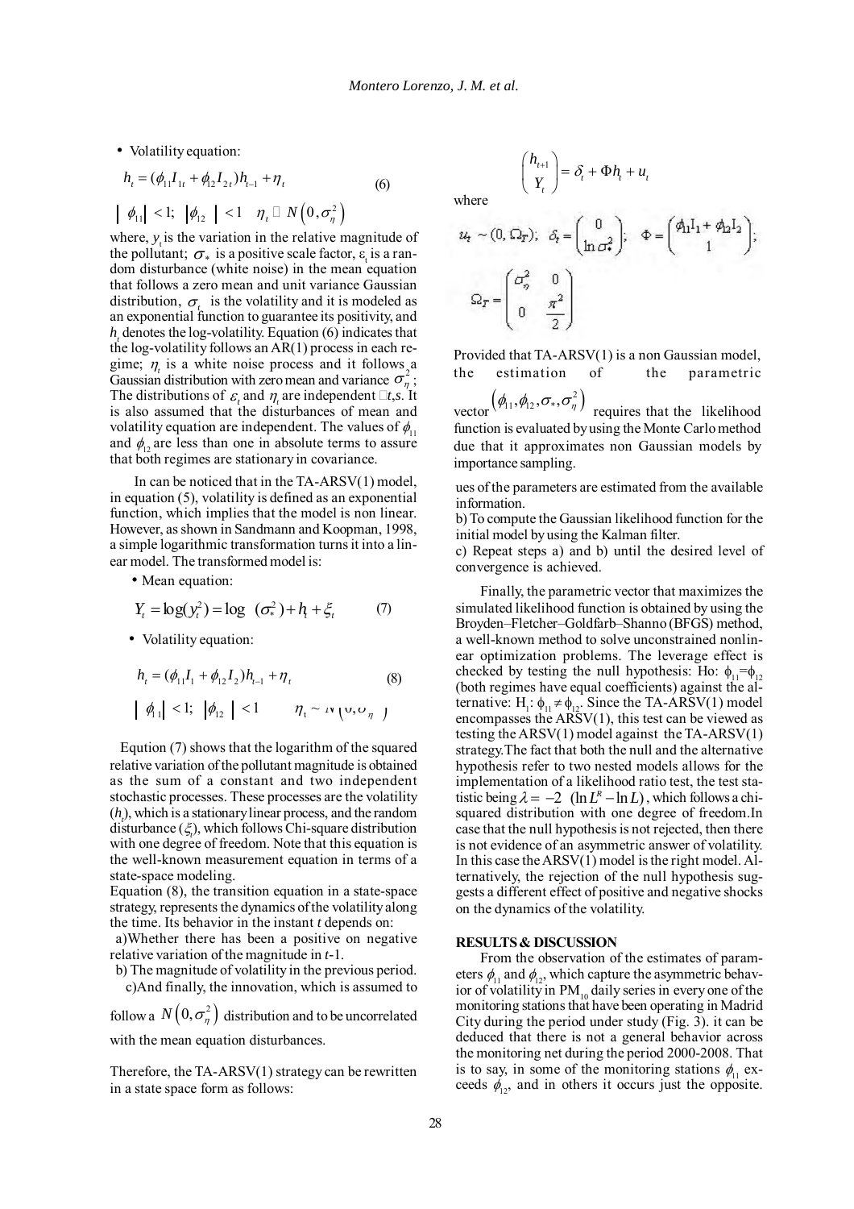- Volatility equation:

$$h_t = (\phi_{11} I_{1t} + \phi_{12} I_{2t}) h_{t-1} + \eta_t \quad (6)$$

$$|\phi_{11}| < 1; \; |\phi_{12}| < 1 \quad \eta_t \sim N(0, \sigma_\eta^2)$$

where, $y_t$ is the variation in the relative magnitude of the pollutant; $\sigma_*$ is a positive scale factor, $\varepsilon_t$ is a random disturbance (white noise) in the mean equation that follows a zero mean and unit variance Gaussian distribution, $\sigma_t$ is the volatility and it is modeled as an exponential function to guarantee its positivity, and $h_t$ denotes the log-volatility. Equation (6) indicates that the log-volatility follows an AR(1) process in each regime; $\eta_t$ is a white noise process and it follows a Gaussian distribution with zero mean and variance $\sigma_\eta^2$; The distributions of $\varepsilon_t$ and $\eta_t$ are independent $\forall t,s$. It is also assumed that the disturbances of mean and volatility equation are independent. The values of $\phi_{11}$ and $\phi_{12}$ are less than one in absolute terms to assure that both regimes are stationary in covariance.

In can be noticed that in the TA-ARSV(1) model, in equation (5), volatility is defined as an exponential function, which implies that the model is non linear. However, as shown in Sandmann and Koopman, 1998, a simple logarithmic transformation turns it into a linear model. The transformed model is:

- Mean equation:

$$Y_t = \log(y_t^2) = \log(\sigma_*^2) + h_t + \xi_t \quad (7)$$

- Volatility equation:

$$h_t = (\phi_{11} I_1 + \phi_{12} I_2) h_{t-1} + \eta_t \quad (8)$$

$$|\phi_{11}| < 1; \; |\phi_{12}| < 1 \qquad \eta_t \sim N(0, \sigma_\eta^2)$$

Eqution (7) shows that the logarithm of the squared relative variation of the pollutant magnitude is obtained as the sum of a constant and two independent stochastic processes. These processes are the volatility ($h_t$), which is a stationary linear process, and the random disturbance ($\xi_t$), which follows Chi-square distribution with one degree of freedom. Note that this equation is the well-known measurement equation in terms of a state-space modeling.

Equation (8), the transition equation in a state-space strategy, represents the dynamics of the volatility along the time. Its behavior in the instant $t$ depends on:

a) Whether there has been a positive on negative relative variation of the magnitude in $t$-1.

b) The magnitude of volatility in the previous period.

c) And finally, the innovation, which is assumed to follow a $N(0, \sigma_\eta^2)$ distribution and to be uncorrelated with the mean equation disturbances.

Therefore, the TA-ARSV(1) strategy can be rewritten in a state space form as follows:

$$\begin{pmatrix} h_{t+1} \\ Y_t \end{pmatrix} = \delta_t + \Phi h_t + u_t$$

where

$$u_t \sim (0, \Omega_T); \quad \delta_t = \begin{pmatrix} 0 \\ \ln \sigma_*^2 \end{pmatrix}; \quad \Phi = \begin{pmatrix} \phi_{11} I_1 + \phi_{12} I_2 \\ 1 \end{pmatrix};$$

$$\Omega_T = \begin{pmatrix} \sigma_\eta^2 & 0 \\ 0 & \frac{\pi^2}{2} \end{pmatrix}$$

Provided that TA-ARSV(1) is a non Gaussian model, the estimation of the parametric vector $(\phi_{11}, \phi_{12}, \sigma_*, \sigma_\eta^2)$ requires that the likelihood function is evaluated by using the Monte Carlo method due that it approximates non Gaussian models by importance sampling.

ues of the parameters are estimated from the available information.

b) To compute the Gaussian likelihood function for the initial model by using the Kalman filter.

c) Repeat steps a) and b) until the desired level of convergence is achieved.

Finally, the parametric vector that maximizes the simulated likelihood function is obtained by using the Broyden–Fletcher–Goldfarb–Shanno (BFGS) method, a well-known method to solve unconstrained nonlinear optimization problems. The leverage effect is checked by testing the null hypothesis: Ho: $\phi_{11}=\phi_{12}$ (both regimes have equal coefficients) against the alternative: $H_1$: $\phi_{11} \neq \phi_{12}$. Since the TA-ARSV(1) model encompasses the ARSV(1), this test can be viewed as testing the ARSV(1) model against the TA-ARSV(1) strategy. The fact that both the null and the alternative hypothesis refer to two nested models allows for the implementation of a likelihood ratio test, the test statistic being $\lambda = -2 \; (\ln L^R - \ln L)$, which follows a chi-squared distribution with one degree of freedom. In case that the null hypothesis is not rejected, then there is not evidence of an asymmetric answer of volatility. In this case the ARSV(1) model is the right model. Alternatively, the rejection of the null hypothesis suggests a different effect of positive and negative shocks on the dynamics of the volatility.

## RESULTS & DISCUSSION

From the observation of the estimates of parameters $\phi_{11}$ and $\phi_{12}$, which capture the asymmetric behavior of volatility in $PM_{10}$ daily series in every one of the monitoring stations that have been operating in Madrid City during the period under study (Fig. 3). it can be deduced that there is not a general behavior across the monitoring net during the period 2000-2008. That is to say, in some of the monitoring stations $\phi_{11}$ exceeds $\phi_{12}$, and in others it occurs just the opposite.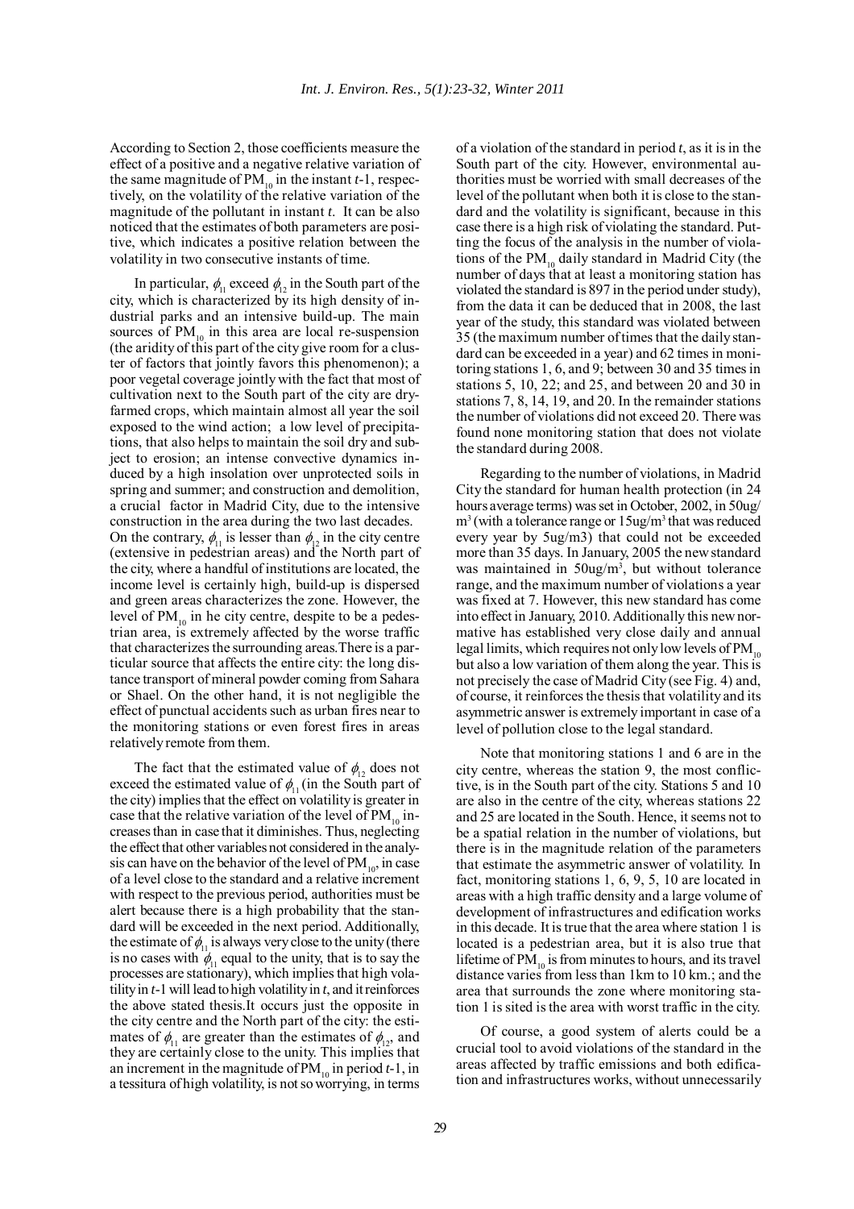According to Section 2, those coefficients measure the effect of a positive and a negative relative variation of the same magnitude of $PM_{10}$ in the instant $t$-1, respectively, on the volatility of the relative variation of the magnitude of the pollutant in instant $t$. It can be also noticed that the estimates of both parameters are positive, which indicates a positive relation between the volatility in two consecutive instants of time.

In particular, $\phi_{11}$ exceed $\phi_{12}$ in the South part of the city, which is characterized by its high density of industrial parks and an intensive build-up. The main sources of $PM_{10}$ in this area are local re-suspension (the aridity of this part of the city give room for a cluster of factors that jointly favors this phenomenon); a poor vegetal coverage jointly with the fact that most of cultivation next to the South part of the city are dry-farmed crops, which maintain almost all year the soil exposed to the wind action; a low level of precipitations, that also helps to maintain the soil dry and subject to erosion; an intense convective dynamics induced by a high insolation over unprotected soils in spring and summer; and construction and demolition, a crucial factor in Madrid City, due to the intensive construction in the area during the two last decades. On the contrary, $\phi_{11}$ is lesser than $\phi_{12}$ in the city centre (extensive in pedestrian areas) and the North part of the city, where a handful of institutions are located, the income level is certainly high, build-up is dispersed and green areas characterizes the zone. However, the level of $PM_{10}$ in he city centre, despite to be a pedestrian area, is extremely affected by the worse traffic that characterizes the surrounding areas.There is a particular source that affects the entire city: the long distance transport of mineral powder coming from Sahara or Shael. On the other hand, it is not negligible the effect of punctual accidents such as urban fires near to the monitoring stations or even forest fires in areas relatively remote from them.

The fact that the estimated value of $\phi_{12}$ does not exceed the estimated value of $\phi_{11}$ (in the South part of the city) implies that the effect on volatility is greater in case that the relative variation of the level of $PM_{10}$ increases than in case that it diminishes. Thus, neglecting the effect that other variables not considered in the analysis can have on the behavior of the level of $PM_{10}$, in case of a level close to the standard and a relative increment with respect to the previous period, authorities must be alert because there is a high probability that the standard will be exceeded in the next period. Additionally, the estimate of $\phi_{11}$ is always very close to the unity (there is no cases with $\phi_{11}$ equal to the unity, that is to say the processes are stationary), which implies that high volatility in $t$-1 will lead to high volatility in $t$, and it reinforces the above stated thesis.It occurs just the opposite in the city centre and the North part of the city: the estimates of $\phi_{11}$ are greater than the estimates of $\phi_{12}$, and they are certainly close to the unity. This implies that an increment in the magnitude of $PM_{10}$ in period $t$-1, in a tessitura of high volatility, is not so worrying, in terms of a violation of the standard in period $t$, as it is in the South part of the city. However, environmental authorities must be worried with small decreases of the level of the pollutant when both it is close to the standard and the volatility is significant, because in this case there is a high risk of violating the standard. Putting the focus of the analysis in the number of violations of the $PM_{10}$ daily standard in Madrid City (the number of days that at least a monitoring station has violated the standard is 897 in the period under study), from the data it can be deduced that in 2008, the last year of the study, this standard was violated between 35 (the maximum number of times that the daily standard can be exceeded in a year) and 62 times in monitoring stations 1, 6, and 9; between 30 and 35 times in stations 5, 10, 22; and 25, and between 20 and 30 in stations 7, 8, 14, 19, and 20. In the remainder stations the number of violations did not exceed 20. There was found none monitoring station that does not violate the standard during 2008.

Regarding to the number of violations, in Madrid City the standard for human health protection (in 24 hours average terms) was set in October, 2002, in 50ug/m$^3$ (with a tolerance range or 15ug/m$^3$ that was reduced every year by 5ug/m3) that could not be exceeded more than 35 days. In January, 2005 the new standard was maintained in 50ug/m$^3$, but without tolerance range, and the maximum number of violations a year was fixed at 7. However, this new standard has come into effect in January, 2010. Additionally this new normative has established very close daily and annual legal limits, which requires not only low levels of $PM_{10}$ but also a low variation of them along the year. This is not precisely the case of Madrid City (see Fig. 4) and, of course, it reinforces the thesis that volatility and its asymmetric answer is extremely important in case of a level of pollution close to the legal standard.

Note that monitoring stations 1 and 6 are in the city centre, whereas the station 9, the most conflictive, is in the South part of the city. Stations 5 and 10 are also in the centre of the city, whereas stations 22 and 25 are located in the South. Hence, it seems not to be a spatial relation in the number of violations, but there is in the magnitude relation of the parameters that estimate the asymmetric answer of volatility. In fact, monitoring stations 1, 6, 9, 5, 10 are located in areas with a high traffic density and a large volume of development of infrastructures and edification works in this decade. It is true that the area where station 1 is located is a pedestrian area, but it is also true that lifetime of $PM_{10}$ is from minutes to hours, and its travel distance varies from less than 1km to 10 km.; and the area that surrounds the zone where monitoring station 1 is sited is the area with worst traffic in the city.

Of course, a good system of alerts could be a crucial tool to avoid violations of the standard in the areas affected by traffic emissions and both edification and infrastructures works, without unnecessarily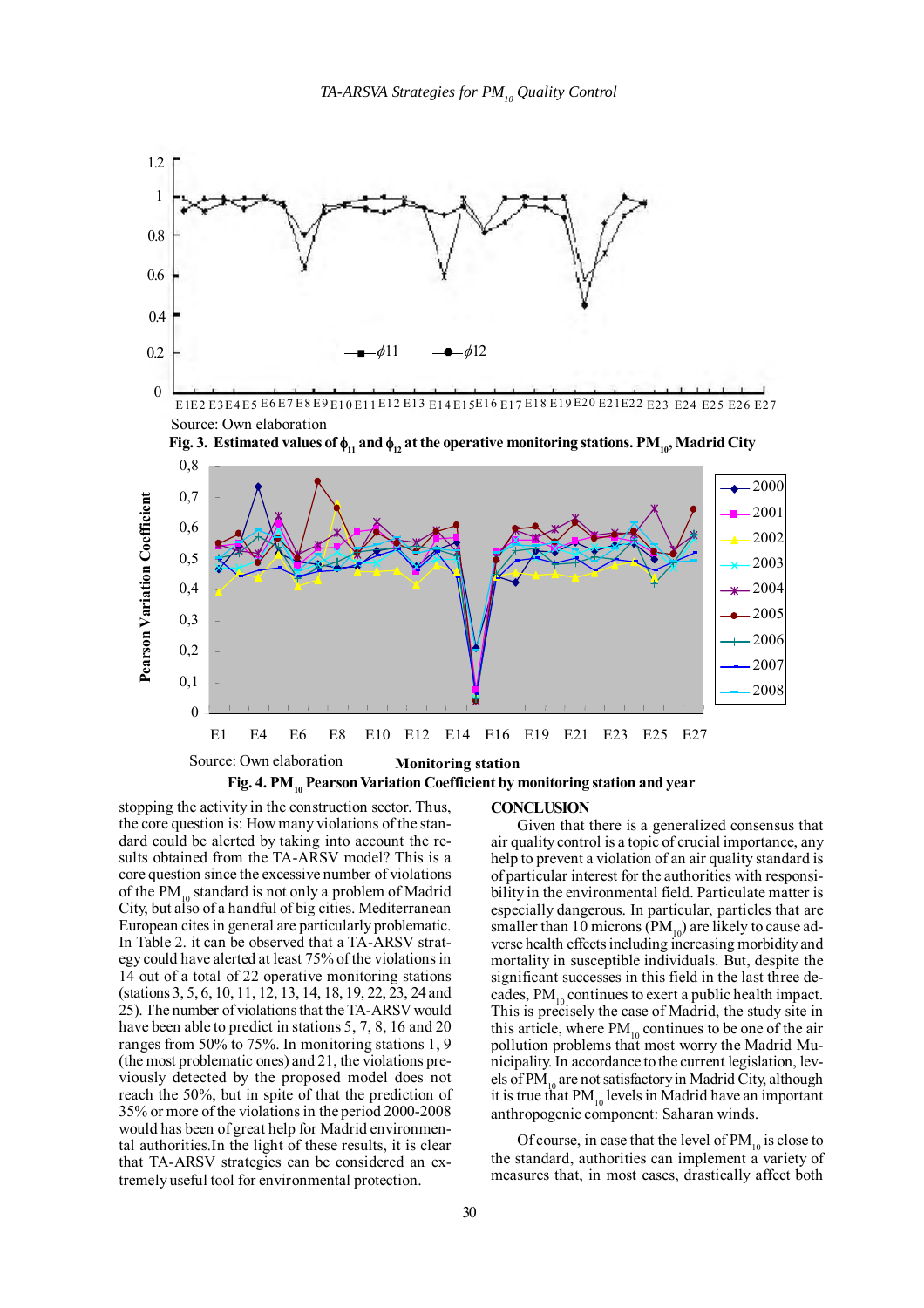Source: Own elaboration

**Fig. 3. Estimated values of $\phi_{11}$ and $\phi_{12}$ at the operative monitoring stations. $PM_{10}$, Madrid City**

Source: Own elaboration

**Fig. 4. $PM_{10}$ Pearson Variation Coefficient by monitoring station and year**

stopping the activity in the construction sector. Thus, the core question is: How many violations of the standard could be alerted by taking into account the results obtained from the TA-ARSV model? This is a core question since the excessive number of violations of the $PM_{10}$ standard is not only a problem of Madrid City, but also of a handful of big cities. Mediterranean European cites in general are particularly problematic. In Table 2. it can be observed that a TA-ARSV strategy could have alerted at least 75% of the violations in 14 out of a total of 22 operative monitoring stations (stations 3, 5, 6, 10, 11, 12, 13, 14, 18, 19, 22, 23, 24 and 25). The number of violations that the TA-ARSV would have been able to predict in stations 5, 7, 8, 16 and 20 ranges from 50% to 75%. In monitoring stations 1, 9 (the most problematic ones) and 21, the violations previously detected by the proposed model does not reach the 50%, but in spite of that the prediction of 35% or more of the violations in the period 2000-2008 would has been of great help for Madrid environmental authorities.In the light of these results, it is clear that TA-ARSV strategies can be considered an extremely useful tool for environmental protection.

## CONCLUSION

Given that there is a generalized consensus that air quality control is a topic of crucial importance, any help to prevent a violation of an air quality standard is of particular interest for the authorities with responsibility in the environmental field. Particulate matter is especially dangerous. In particular, particles that are smaller than 10 microns ($PM_{10}$) are likely to cause adverse health effects including increasing morbidity and mortality in susceptible individuals. But, despite the significant successes in this field in the last three decades, $PM_{10}$ continues to exert a public health impact. This is precisely the case of Madrid, the study site in this article, where $PM_{10}$ continues to be one of the air pollution problems that most worry the Madrid Municipality. In accordance to the current legislation, levels of $PM_{10}$ are not satisfactory in Madrid City, although it is true that $PM_{10}$ levels in Madrid have an important anthropogenic component: Saharan winds.

Of course, in case that the level of $PM_{10}$ is close to the standard, authorities can implement a variety of measures that, in most cases, drastically affect both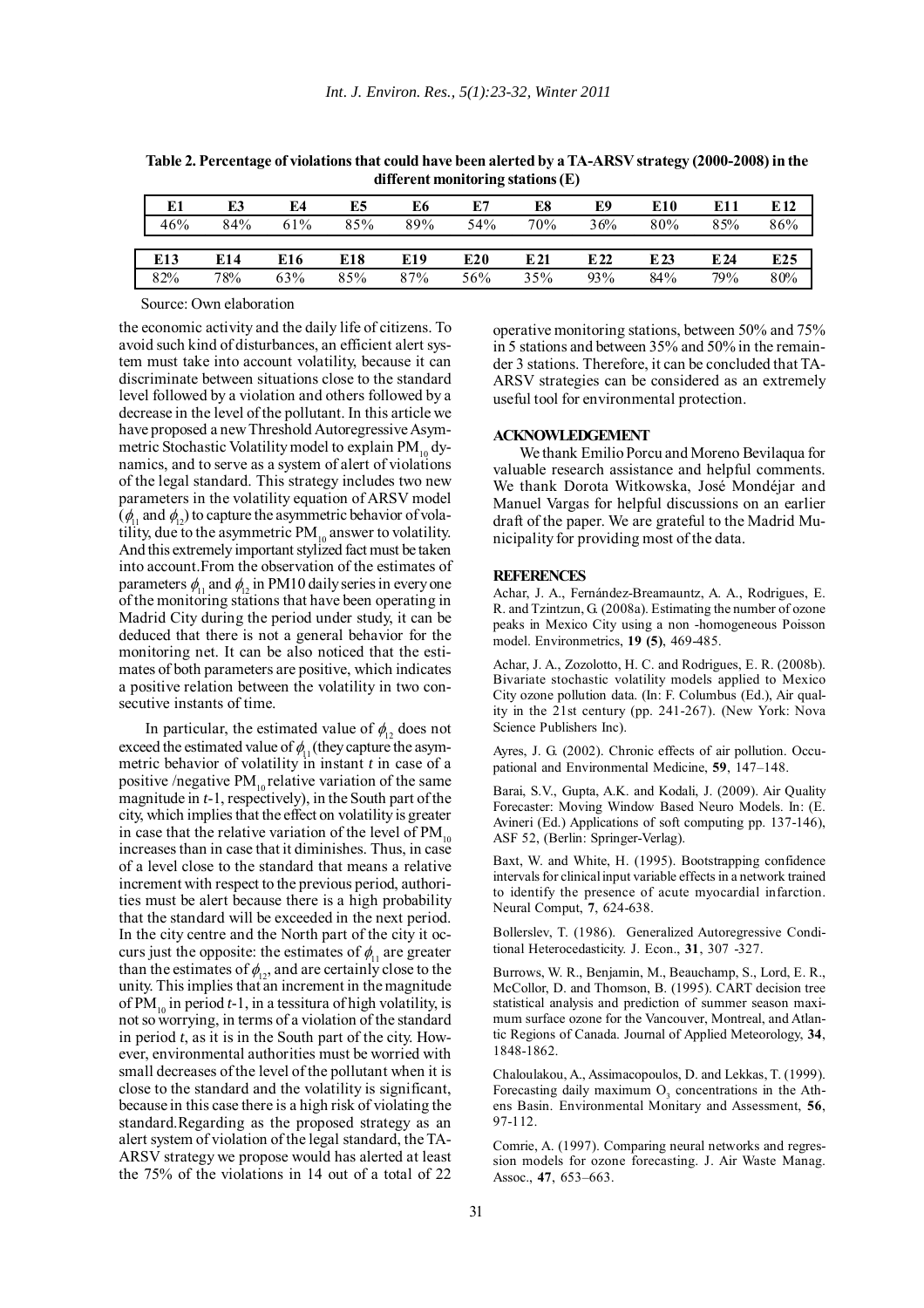**Table 2. Percentage of violations that could have been alerted by a TA-ARSV strategy (2000-2008) in the different monitoring stations (E)**

| E1 | E3 | E4 | E5 | E6 | E7 | E8 | E9 | E10 | E11 | E12 |
|---|---|---|---|---|---|---|---|---|---|---|
| 46% | 84% | 61% | 85% | 89% | 54% | 70% | 36% | 80% | 85% | 86% |

| E13 | E14 | E16 | E18 | E19 | E20 | E21 | E22 | E23 | E24 | E25 |
|---|---|---|---|---|---|---|---|---|---|---|
| 82% | 78% | 63% | 85% | 87% | 56% | 35% | 93% | 84% | 79% | 80% |

Source: Own elaboration

the economic activity and the daily life of citizens. To avoid such kind of disturbances, an efficient alert system must take into account volatility, because it can discriminate between situations close to the standard level followed by a violation and others followed by a decrease in the level of the pollutant. In this article we have proposed a new Threshold Autoregressive Asymmetric Stochastic Volatility model to explain $PM_{10}$ dynamics, and to serve as a system of alert of violations of the legal standard. This strategy includes two new parameters in the volatility equation of ARSV model ($\phi_{11}$ and $\phi_{12}$) to capture the asymmetric behavior of volatility, due to the asymmetric $PM_{10}$ answer to volatility. And this extremely important stylized fact must be taken into account.From the observation of the estimates of parameters $\phi_{11}$ and $\phi_{12}$ in PM10 daily series in every one of the monitoring stations that have been operating in Madrid City during the period under study, it can be deduced that there is not a general behavior for the monitoring net. It can be also noticed that the estimates of both parameters are positive, which indicates a positive relation between the volatility in two consecutive instants of time.

In particular, the estimated value of $\phi_{12}$ does not exceed the estimated value of $\phi_{11}$ (they capture the asymmetric behavior of volatility in instant *t* in case of a positive /negative $PM_{10}$ relative variation of the same magnitude in *t*-1, respectively), in the South part of the city, which implies that the effect on volatility is greater in case that the relative variation of the level of $PM_{10}$ increases than in case that it diminishes. Thus, in case of a level close to the standard that means a relative increment with respect to the previous period, authorities must be alert because there is a high probability that the standard will be exceeded in the next period. In the city centre and the North part of the city it occurs just the opposite: the estimates of $\phi_{11}$ are greater than the estimates of $\phi_{12}$, and are certainly close to the unity. This implies that an increment in the magnitude of $PM_{10}$ in period *t*-1, in a tessitura of high volatility, is not so worrying, in terms of a violation of the standard in period *t*, as it is in the South part of the city. However, environmental authorities must be worried with small decreases of the level of the pollutant when it is close to the standard and the volatility is significant, because in this case there is a high risk of violating the standard.Regarding as the proposed strategy as an alert system of violation of the legal standard, the TA-ARSV strategy we propose would has alerted at least the 75% of the violations in 14 out of a total of 22 operative monitoring stations, between 50% and 75% in 5 stations and between 35% and 50% in the remainder 3 stations. Therefore, it can be concluded that TA-ARSV strategies can be considered as an extremely useful tool for environmental protection.

## ACKNOWLEDGEMENT

We thank Emilio Porcu and Moreno Bevilaqua for valuable research assistance and helpful comments. We thank Dorota Witkowska, José Mondéjar and Manuel Vargas for helpful discussions on an earlier draft of the paper. We are grateful to the Madrid Municipality for providing most of the data.

## REFERENCES

Achar, J. A., Fernández-Breamauntz, A. A., Rodrigues, E. R. and Tzintzun, G. (2008a). Estimating the number of ozone peaks in Mexico City using a non -homogeneous Poisson model. Environmetrics, **19 (5)**, 469-485.

Achar, J. A., Zozolotto, H. C. and Rodrigues, E. R. (2008b). Bivariate stochastic volatility models applied to Mexico City ozone pollution data. (In: F. Columbus (Ed.), Air quality in the 21st century (pp. 241-267). (New York: Nova Science Publishers Inc).

Ayres, J. G. (2002). Chronic effects of air pollution. Occupational and Environmental Medicine, **59**, 147–148.

Barai, S.V., Gupta, A.K. and Kodali, J. (2009). Air Quality Forecaster: Moving Window Based Neuro Models. In: (E. Avineri (Ed.) Applications of soft computing pp. 137-146), ASF 52, (Berlin: Springer-Verlag).

Baxt, W. and White, H. (1995). Bootstrapping confidence intervals for clinical input variable effects in a network trained to identify the presence of acute myocardial infarction. Neural Comput, **7**, 624-638.

Bollerslev, T. (1986). Generalized Autoregressive Conditional Heterocedasticity. J. Econ., **31**, 307 -327.

Burrows, W. R., Benjamin, M., Beauchamp, S., Lord, E. R., McCollor, D. and Thomson, B. (1995). CART decision tree statistical analysis and prediction of summer season maximum surface ozone for the Vancouver, Montreal, and Atlantic Regions of Canada. Journal of Applied Meteorology, **34**, 1848-1862.

Chaloulakou, A., Assimacopoulos, D. and Lekkas, T. (1999). Forecasting daily maximum $O_3$ concentrations in the Athens Basin. Environmental Monitary and Assessment, **56**, 97-112.

Comrie, A. (1997). Comparing neural networks and regression models for ozone forecasting. J. Air Waste Manag. Assoc., **47**, 653–663.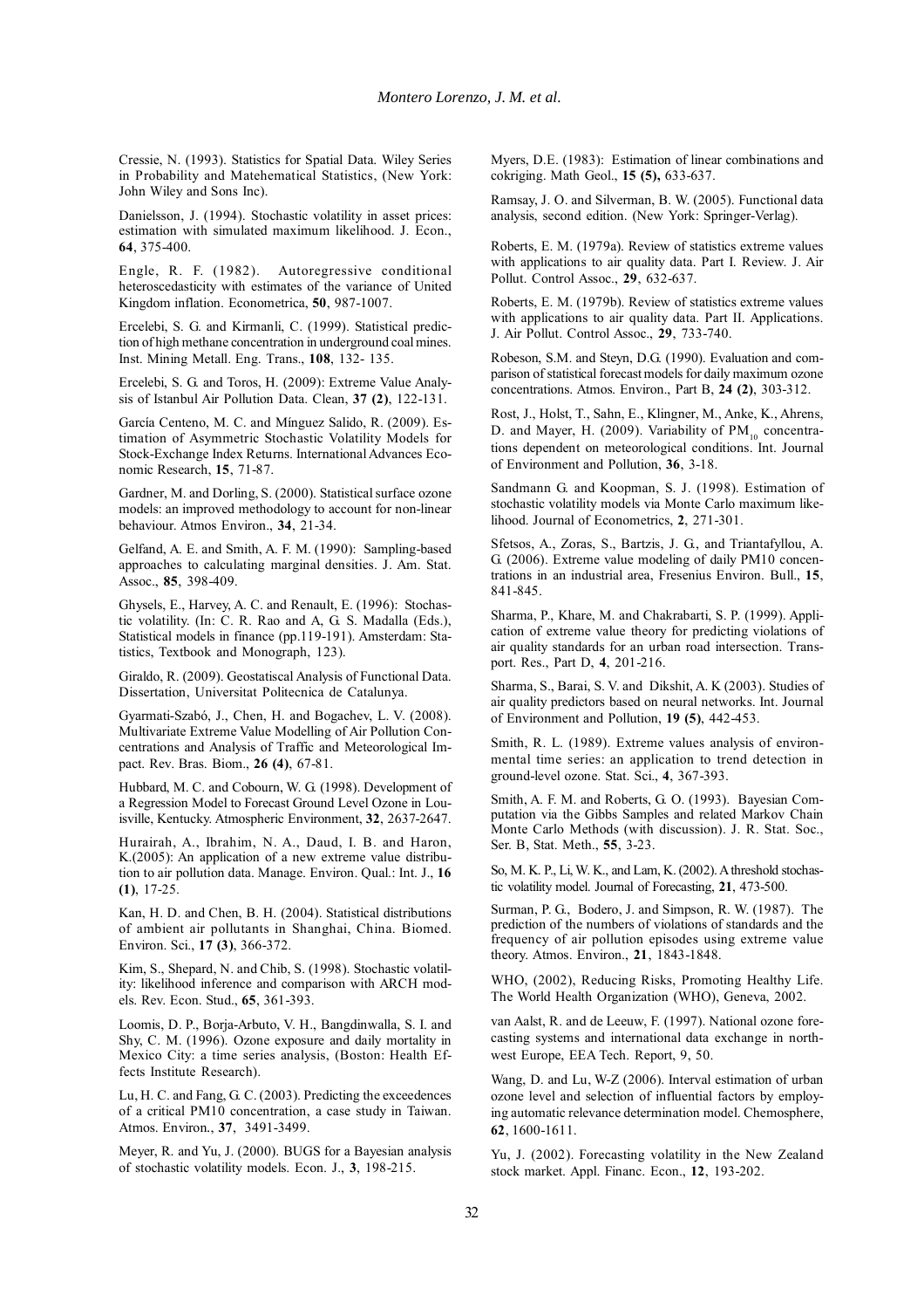Cressie, N. (1993). Statistics for Spatial Data. Wiley Series in Probability and Matehematical Statistics, (New York: John Wiley and Sons Inc).

Danielsson, J. (1994). Stochastic volatility in asset prices: estimation with simulated maximum likelihood. J. Econ., **64**, 375-400.

Engle, R. F. (1982). Autoregressive conditional heteroscedasticity with estimates of the variance of United Kingdom inflation. Econometrica, **50**, 987-1007.

Ercelebi, S. G. and Kirmanli, C. (1999). Statistical prediction of high methane concentration in underground coal mines. Inst. Mining Metall. Eng. Trans., **108**, 132- 135.

Ercelebi, S. G. and Toros, H. (2009): Extreme Value Analysis of Istanbul Air Pollution Data. Clean, **37 (2)**, 122-131.

García Centeno, M. C. and Mínguez Salido, R. (2009). Estimation of Asymmetric Stochastic Volatility Models for Stock-Exchange Index Returns. International Advances Economic Research, **15**, 71-87.

Gardner, M. and Dorling, S. (2000). Statistical surface ozone models: an improved methodology to account for non-linear behaviour. Atmos Environ., **34**, 21-34.

Gelfand, A. E. and Smith, A. F. M. (1990): Sampling-based approaches to calculating marginal densities. J. Am. Stat. Assoc., **85**, 398-409.

Ghysels, E., Harvey, A. C. and Renault, E. (1996): Stochastic volatility. (In: C. R. Rao and A, G. S. Madalla (Eds.), Statistical models in finance (pp.119-191). Amsterdam: Statistics, Textbook and Monograph, 123).

Giraldo, R. (2009). Geostatiscal Analysis of Functional Data. Dissertation, Universitat Politecnica de Catalunya.

Gyarmati-Szabó, J., Chen, H. and Bogachev, L. V. (2008). Multivariate Extreme Value Modelling of Air Pollution Concentrations and Analysis of Traffic and Meteorological Impact. Rev. Bras. Biom., **26 (4)**, 67-81.

Hubbard, M. C. and Cobourn, W. G. (1998). Development of a Regression Model to Forecast Ground Level Ozone in Louisville, Kentucky. Atmospheric Environment, **32**, 2637-2647.

Hurairah, A., Ibrahim, N. A., Daud, I. B. and Haron, K.(2005): An application of a new extreme value distribution to air pollution data. Manage. Environ. Qual.: Int. J., **16 (1)**, 17-25.

Kan, H. D. and Chen, B. H. (2004). Statistical distributions of ambient air pollutants in Shanghai, China. Biomed. Environ. Sci., **17 (3)**, 366-372.

Kim, S., Shepard, N. and Chib, S. (1998). Stochastic volatility: likelihood inference and comparison with ARCH models. Rev. Econ. Stud., **65**, 361-393.

Loomis, D. P., Borja-Arbuto, V. H., Bangdinwalla, S. I. and Shy, C. M. (1996). Ozone exposure and daily mortality in Mexico City: a time series analysis, (Boston: Health Effects Institute Research).

Lu, H. C. and Fang, G. C. (2003). Predicting the exceedences of a critical PM10 concentration, a case study in Taiwan. Atmos. Environ., **37**, 3491-3499.

Meyer, R. and Yu, J. (2000). BUGS for a Bayesian analysis of stochastic volatility models. Econ. J., **3**, 198-215.

Myers, D.E. (1983): Estimation of linear combinations and cokriging. Math Geol., **15 (5),** 633-637.

Ramsay, J. O. and Silverman, B. W. (2005). Functional data analysis, second edition. (New York: Springer-Verlag).

Roberts, E. M. (1979a). Review of statistics extreme values with applications to air quality data. Part I. Review. J. Air Pollut. Control Assoc., **29**, 632-637.

Roberts, E. M. (1979b). Review of statistics extreme values with applications to air quality data. Part II. Applications. J. Air Pollut. Control Assoc., **29**, 733-740.

Robeson, S.M. and Steyn, D.G. (1990). Evaluation and comparison of statistical forecast models for daily maximum ozone concentrations. Atmos. Environ., Part B, **24 (2)**, 303-312.

Rost, J., Holst, T., Sahn, E., Klingner, M., Anke, K., Ahrens, D. and Mayer, H. (2009). Variability of $PM_{10}$ concentrations dependent on meteorological conditions. Int. Journal of Environment and Pollution, **36**, 3-18.

Sandmann G. and Koopman, S. J. (1998). Estimation of stochastic volatility models via Monte Carlo maximum likelihood. Journal of Econometrics, **2**, 271-301.

Sfetsos, A., Zoras, S., Bartzis, J. G., and Triantafyllou, A. G. (2006). Extreme value modeling of daily PM10 concentrations in an industrial area, Fresenius Environ. Bull., **15**, 841-845.

Sharma, P., Khare, M. and Chakrabarti, S. P. (1999). Application of extreme value theory for predicting violations of air quality standards for an urban road intersection. Transport. Res., Part D, **4**, 201-216.

Sharma, S., Barai, S. V. and Dikshit, A. K (2003). Studies of air quality predictors based on neural networks. Int. Journal of Environment and Pollution, **19 (5)**, 442-453.

Smith, R. L. (1989). Extreme values analysis of environmental time series: an application to trend detection in ground-level ozone. Stat. Sci., **4**, 367-393.

Smith, A. F. M. and Roberts, G. O. (1993). Bayesian Computation via the Gibbs Samples and related Markov Chain Monte Carlo Methods (with discussion). J. R. Stat. Soc., Ser. B, Stat. Meth., **55**, 3-23.

So, M. K. P., Li, W. K., and Lam, K. (2002). A threshold stochastic volatility model. Journal of Forecasting, **21**, 473-500.

Surman, P. G., Bodero, J. and Simpson, R. W. (1987). The prediction of the numbers of violations of standards and the frequency of air pollution episodes using extreme value theory. Atmos. Environ., **21**, 1843-1848.

WHO, (2002), Reducing Risks, Promoting Healthy Life. The World Health Organization (WHO), Geneva, 2002.

van Aalst, R. and de Leeuw, F. (1997). National ozone forecasting systems and international data exchange in northwest Europe, EEA Tech. Report, 9, 50.

Wang, D. and Lu, W-Z (2006). Interval estimation of urban ozone level and selection of influential factors by employing automatic relevance determination model. Chemosphere, **62**, 1600-1611.

Yu, J. (2002). Forecasting volatility in the New Zealand stock market. Appl. Financ. Econ., **12**, 193-202.